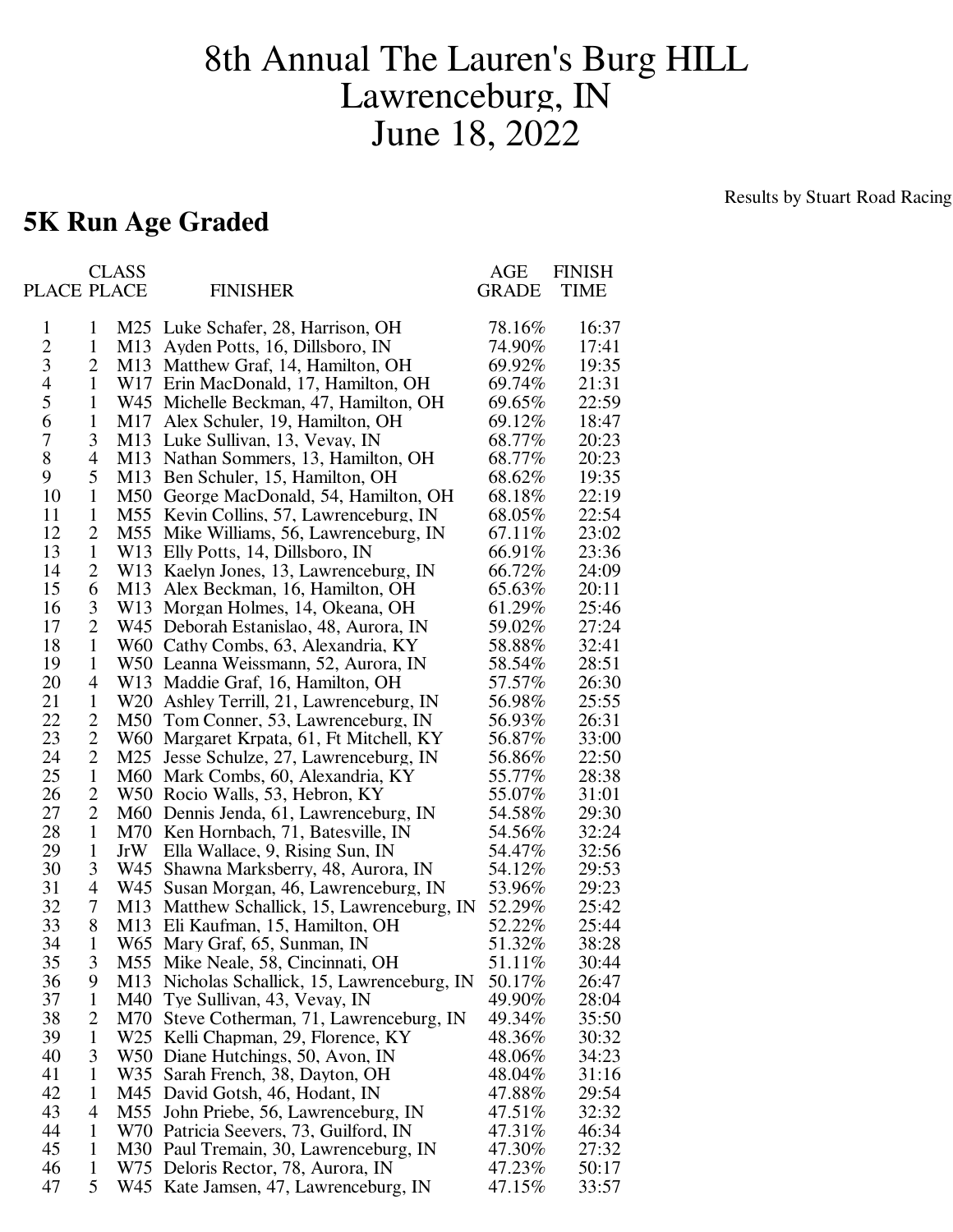# 8th Annual The Lauren's Burg HILL
# Lawrenceburg, IN
# June 18, 2022

Results by Stuart Road Racing

## 5K Run Age Graded

| PLACE | CLASS PLACE | | FINISHER | AGE GRADE | FINISH TIME |
|---|---|---|---|---|---|
| 1 | 1 | M25 | Luke Schafer, 28, Harrison, OH | 78.16% | 16:37 |
| 2 | 1 | M13 | Ayden Potts, 16, Dillsboro, IN | 74.90% | 17:41 |
| 3 | 2 | M13 | Matthew Graf, 14, Hamilton, OH | 69.92% | 19:35 |
| 4 | 1 | W17 | Erin MacDonald, 17, Hamilton, OH | 69.74% | 21:31 |
| 5 | 1 | W45 | Michelle Beckman, 47, Hamilton, OH | 69.65% | 22:59 |
| 6 | 1 | M17 | Alex Schuler, 19, Hamilton, OH | 69.12% | 18:47 |
| 7 | 3 | M13 | Luke Sullivan, 13, Vevay, IN | 68.77% | 20:23 |
| 8 | 4 | M13 | Nathan Sommers, 13, Hamilton, OH | 68.77% | 20:23 |
| 9 | 5 | M13 | Ben Schuler, 15, Hamilton, OH | 68.62% | 19:35 |
| 10 | 1 | M50 | George MacDonald, 54, Hamilton, OH | 68.18% | 22:19 |
| 11 | 1 | M55 | Kevin Collins, 57, Lawrenceburg, IN | 68.05% | 22:54 |
| 12 | 2 | M55 | Mike Williams, 56, Lawrenceburg, IN | 67.11% | 23:02 |
| 13 | 1 | W13 | Elly Potts, 14, Dillsboro, IN | 66.91% | 23:36 |
| 14 | 2 | W13 | Kaelyn Jones, 13, Lawrenceburg, IN | 66.72% | 24:09 |
| 15 | 6 | M13 | Alex Beckman, 16, Hamilton, OH | 65.63% | 20:11 |
| 16 | 3 | W13 | Morgan Holmes, 14, Okeana, OH | 61.29% | 25:46 |
| 17 | 2 | W45 | Deborah Estanislao, 48, Aurora, IN | 59.02% | 27:24 |
| 18 | 1 | W60 | Cathy Combs, 63, Alexandria, KY | 58.88% | 32:41 |
| 19 | 1 | W50 | Leanna Weissmann, 52, Aurora, IN | 58.54% | 28:51 |
| 20 | 4 | W13 | Maddie Graf, 16, Hamilton, OH | 57.57% | 26:30 |
| 21 | 1 | W20 | Ashley Terrill, 21, Lawrenceburg, IN | 56.98% | 25:55 |
| 22 | 2 | M50 | Tom Conner, 53, Lawrenceburg, IN | 56.93% | 26:31 |
| 23 | 2 | W60 | Margaret Krpata, 61, Ft Mitchell, KY | 56.87% | 33:00 |
| 24 | 2 | M25 | Jesse Schulze, 27, Lawrenceburg, IN | 56.86% | 22:50 |
| 25 | 1 | M60 | Mark Combs, 60, Alexandria, KY | 55.77% | 28:38 |
| 26 | 2 | W50 | Rocio Walls, 53, Hebron, KY | 55.07% | 31:01 |
| 27 | 2 | M60 | Dennis Jenda, 61, Lawrenceburg, IN | 54.58% | 29:30 |
| 28 | 1 | M70 | Ken Hornbach, 71, Batesville, IN | 54.56% | 32:24 |
| 29 | 1 | JrW | Ella Wallace, 9, Rising Sun, IN | 54.47% | 32:56 |
| 30 | 3 | W45 | Shawna Marksberry, 48, Aurora, IN | 54.12% | 29:53 |
| 31 | 4 | W45 | Susan Morgan, 46, Lawrenceburg, IN | 53.96% | 29:23 |
| 32 | 7 | M13 | Matthew Schallick, 15, Lawrenceburg, IN | 52.29% | 25:42 |
| 33 | 8 | M13 | Eli Kaufman, 15, Hamilton, OH | 52.22% | 25:44 |
| 34 | 1 | W65 | Mary Graf, 65, Sunman, IN | 51.32% | 38:28 |
| 35 | 3 | M55 | Mike Neale, 58, Cincinnati, OH | 51.11% | 30:44 |
| 36 | 9 | M13 | Nicholas Schallick, 15, Lawrenceburg, IN | 50.17% | 26:47 |
| 37 | 1 | M40 | Tye Sullivan, 43, Vevay, IN | 49.90% | 28:04 |
| 38 | 2 | M70 | Steve Cotherman, 71, Lawrenceburg, IN | 49.34% | 35:50 |
| 39 | 1 | W25 | Kelli Chapman, 29, Florence, KY | 48.36% | 30:32 |
| 40 | 3 | W50 | Diane Hutchings, 50, Avon, IN | 48.06% | 34:23 |
| 41 | 1 | W35 | Sarah French, 38, Dayton, OH | 48.04% | 31:16 |
| 42 | 1 | M45 | David Gotsh, 46, Hodant, IN | 47.88% | 29:54 |
| 43 | 4 | M55 | John Priebe, 56, Lawrenceburg, IN | 47.51% | 32:32 |
| 44 | 1 | W70 | Patricia Seevers, 73, Guilford, IN | 47.31% | 46:34 |
| 45 | 1 | M30 | Paul Tremain, 30, Lawrenceburg, IN | 47.30% | 27:32 |
| 46 | 1 | W75 | Deloris Rector, 78, Aurora, IN | 47.23% | 50:17 |
| 47 | 5 | W45 | Kate Jamsen, 47, Lawrenceburg, IN | 47.15% | 33:57 |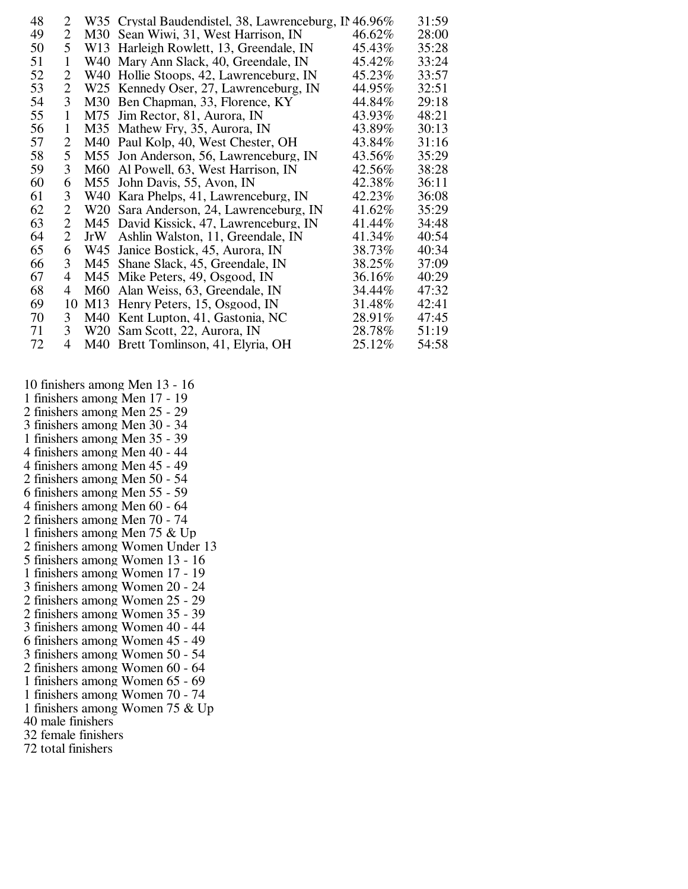| | | | | | |
|---|---|---|---|---|---|
| 48 | 2 | W35 | Crystal Baudendistel, 38, Lawrenceburg, IN | 46.96% | 31:59 |
| 49 | 2 | M30 | Sean Wiwi, 31, West Harrison, IN | 46.62% | 28:00 |
| 50 | 5 | W13 | Harleigh Rowlett, 13, Greendale, IN | 45.43% | 35:28 |
| 51 | 1 | W40 | Mary Ann Slack, 40, Greendale, IN | 45.42% | 33:24 |
| 52 | 2 | W40 | Hollie Stoops, 42, Lawrenceburg, IN | 45.23% | 33:57 |
| 53 | 2 | W25 | Kennedy Oser, 27, Lawrenceburg, IN | 44.95% | 32:51 |
| 54 | 3 | M30 | Ben Chapman, 33, Florence, KY | 44.84% | 29:18 |
| 55 | 1 | M75 | Jim Rector, 81, Aurora, IN | 43.93% | 48:21 |
| 56 | 1 | M35 | Mathew Fry, 35, Aurora, IN | 43.89% | 30:13 |
| 57 | 2 | M40 | Paul Kolp, 40, West Chester, OH | 43.84% | 31:16 |
| 58 | 5 | M55 | Jon Anderson, 56, Lawrenceburg, IN | 43.56% | 35:29 |
| 59 | 3 | M60 | Al Powell, 63, West Harrison, IN | 42.56% | 38:28 |
| 60 | 6 | M55 | John Davis, 55, Avon, IN | 42.38% | 36:11 |
| 61 | 3 | W40 | Kara Phelps, 41, Lawrenceburg, IN | 42.23% | 36:08 |
| 62 | 2 | W20 | Sara Anderson, 24, Lawrenceburg, IN | 41.62% | 35:29 |
| 63 | 2 | M45 | David Kissick, 47, Lawrenceburg, IN | 41.44% | 34:48 |
| 64 | 2 | JrW | Ashlin Walston, 11, Greendale, IN | 41.34% | 40:54 |
| 65 | 6 | W45 | Janice Bostick, 45, Aurora, IN | 38.73% | 40:34 |
| 66 | 3 | M45 | Shane Slack, 45, Greendale, IN | 38.25% | 37:09 |
| 67 | 4 | M45 | Mike Peters, 49, Osgood, IN | 36.16% | 40:29 |
| 68 | 4 | M60 | Alan Weiss, 63, Greendale, IN | 34.44% | 47:32 |
| 69 | 10 | M13 | Henry Peters, 15, Osgood, IN | 31.48% | 42:41 |
| 70 | 3 | M40 | Kent Lupton, 41, Gastonia, NC | 28.91% | 47:45 |
| 71 | 3 | W20 | Sam Scott, 22, Aurora, IN | 28.78% | 51:19 |
| 72 | 4 | M40 | Brett Tomlinson, 41, Elyria, OH | 25.12% | 54:58 |

10 finishers among Men 13 - 16
1 finishers among Men 17 - 19
2 finishers among Men 25 - 29
3 finishers among Men 30 - 34
1 finishers among Men 35 - 39
4 finishers among Men 40 - 44
4 finishers among Men 45 - 49
2 finishers among Men 50 - 54
6 finishers among Men 55 - 59
4 finishers among Men 60 - 64
2 finishers among Men 70 - 74
1 finishers among Men 75 & Up
2 finishers among Women Under 13
5 finishers among Women 13 - 16
1 finishers among Women 17 - 19
3 finishers among Women 20 - 24
2 finishers among Women 25 - 29
2 finishers among Women 35 - 39
3 finishers among Women 40 - 44
6 finishers among Women 45 - 49
3 finishers among Women 50 - 54
2 finishers among Women 60 - 64
1 finishers among Women 65 - 69
1 finishers among Women 70 - 74
1 finishers among Women 75 & Up
40 male finishers
32 female finishers
72 total finishers